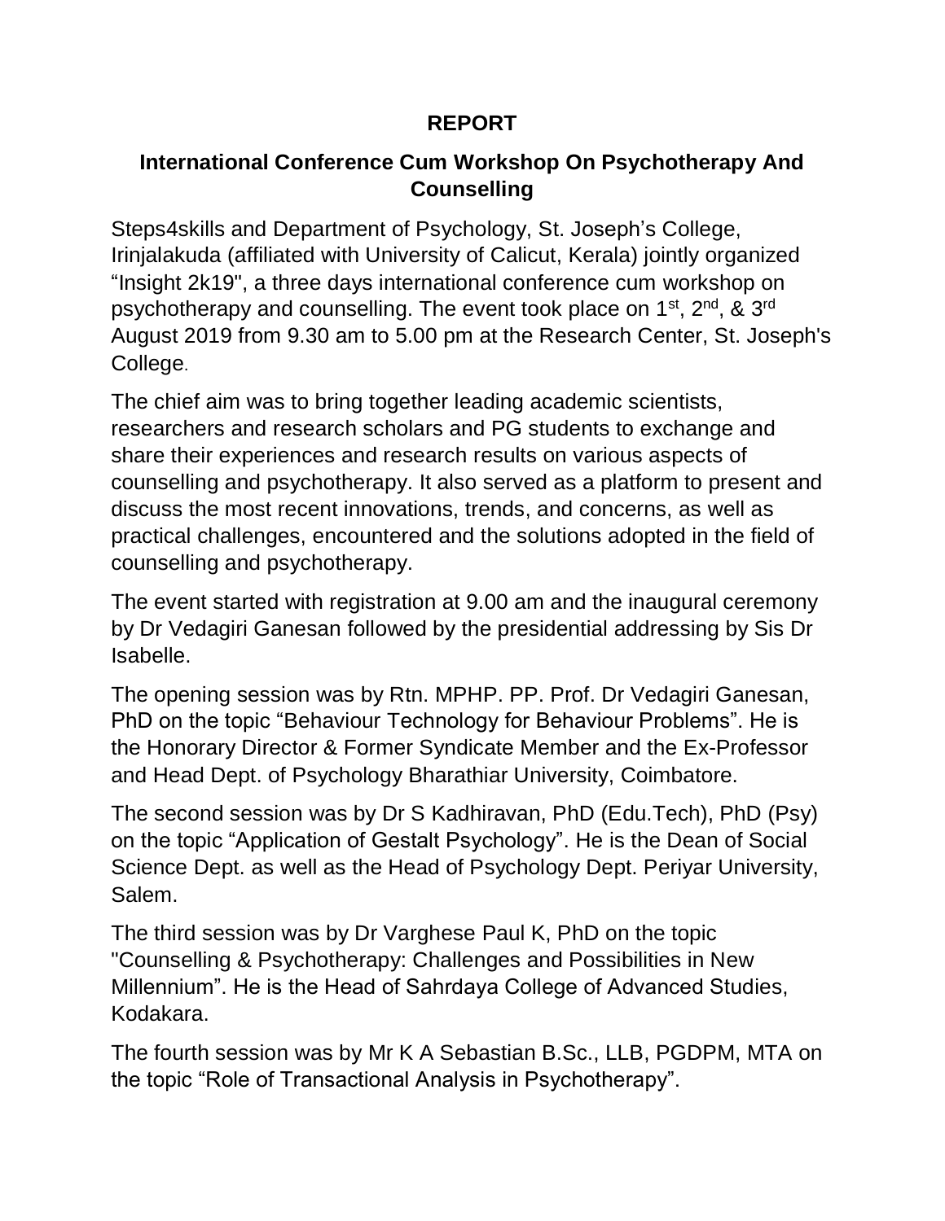# REPORT

## International Conference Cum Workshop On Psychotherapy And Counselling

Steps4skills and Department of Psychology, St. Joseph's College, Irinjalakuda (affiliated with University of Calicut, Kerala) jointly organized "Insight 2k19", a three days international conference cum workshop on psychotherapy and counselling. The event took place on 1st, 2nd, & 3rd August 2019 from 9.30 am to 5.00 pm at the Research Center, St. Joseph's College.

The chief aim was to bring together leading academic scientists, researchers and research scholars and PG students to exchange and share their experiences and research results on various aspects of counselling and psychotherapy. It also served as a platform to present and discuss the most recent innovations, trends, and concerns, as well as practical challenges, encountered and the solutions adopted in the field of counselling and psychotherapy.

The event started with registration at 9.00 am and the inaugural ceremony by Dr Vedagiri Ganesan followed by the presidential addressing by Sis Dr Isabelle.

The opening session was by Rtn. MPHP. PP. Prof. Dr Vedagiri Ganesan, PhD on the topic "Behaviour Technology for Behaviour Problems". He is the Honorary Director & Former Syndicate Member and the Ex-Professor and Head Dept. of Psychology Bharathiar University, Coimbatore.

The second session was by Dr S Kadhiravan, PhD (Edu.Tech), PhD (Psy) on the topic "Application of Gestalt Psychology". He is the Dean of Social Science Dept. as well as the Head of Psychology Dept. Periyar University, Salem.

The third session was by Dr Varghese Paul K, PhD on the topic "Counselling & Psychotherapy: Challenges and Possibilities in New Millennium". He is the Head of Sahrdaya College of Advanced Studies, Kodakara.

The fourth session was by Mr K A Sebastian B.Sc., LLB, PGDPM, MTA on the topic "Role of Transactional Analysis in Psychotherapy".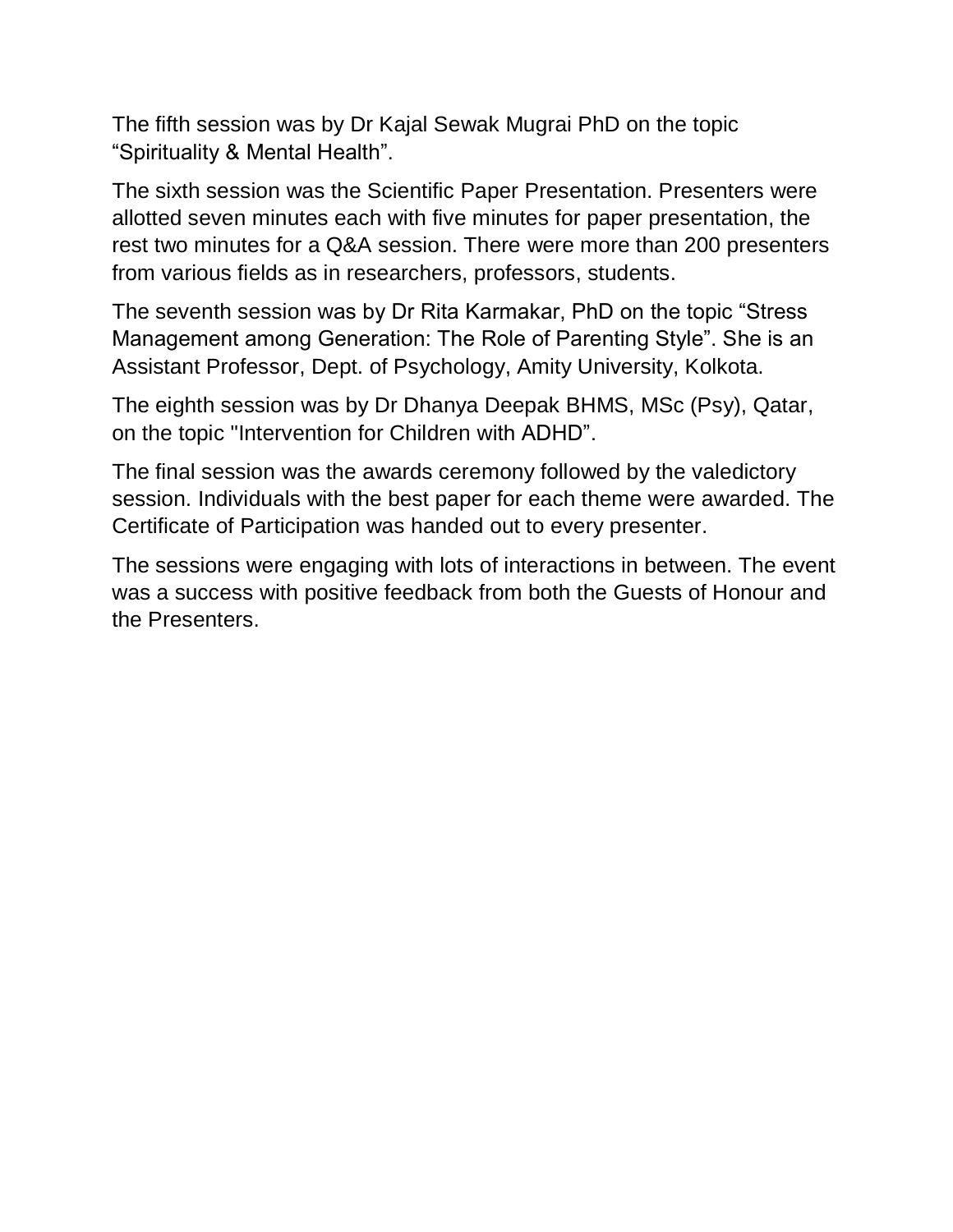The fifth session was by Dr Kajal Sewak Mugrai PhD on the topic "Spirituality & Mental Health".

The sixth session was the Scientific Paper Presentation. Presenters were allotted seven minutes each with five minutes for paper presentation, the rest two minutes for a Q&A session. There were more than 200 presenters from various fields as in researchers, professors, students.

The seventh session was by Dr Rita Karmakar, PhD on the topic "Stress Management among Generation: The Role of Parenting Style". She is an Assistant Professor, Dept. of Psychology, Amity University, Kolkota.

The eighth session was by Dr Dhanya Deepak BHMS, MSc (Psy), Qatar, on the topic "Intervention for Children with ADHD".

The final session was the awards ceremony followed by the valedictory session. Individuals with the best paper for each theme were awarded. The Certificate of Participation was handed out to every presenter.

The sessions were engaging with lots of interactions in between. The event was a success with positive feedback from both the Guests of Honour and the Presenters.